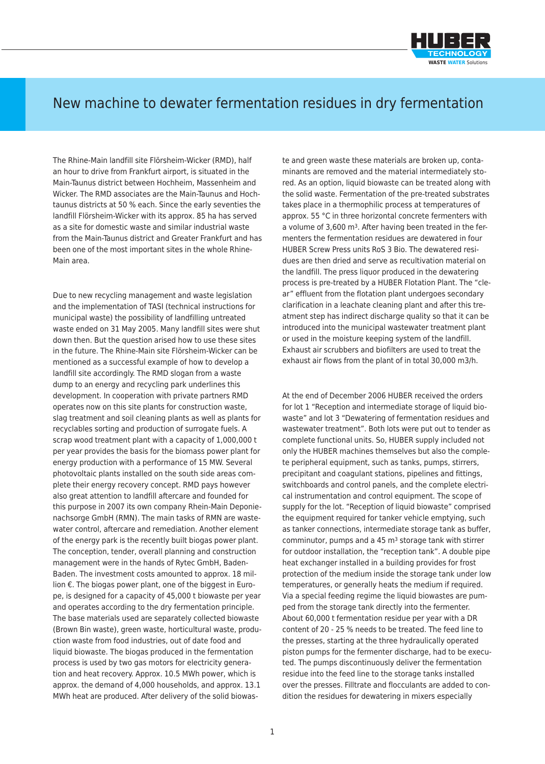# New machine to dewater fermentation residues in dry fermentation

The Rhine-Main landfill site Flörsheim-Wicker (RMD), half an hour to drive from Frankfurt airport, is situated in the Main-Taunus district between Hochheim, Massenheim and Wicker. The RMD associates are the Main-Taunus and Hochtaunus districts at 50 % each. Since the early seventies the landfill Flörsheim-Wicker with its approx. 85 ha has served as a site for domestic waste and similar industrial waste from the Main-Taunus district and Greater Frankfurt and has been one of the most important sites in the whole Rhine-Main area.

Due to new recycling management and waste legislation and the implementation of TASI (technical instructions for municipal waste) the possibility of landfilling untreated waste ended on 31 May 2005. Many landfill sites were shut down then. But the question arised how to use these sites in the future. The Rhine-Main site Flörsheim-Wicker can be mentioned as a successful example of how to develop a landfill site accordingly. The RMD slogan from a waste dump to an energy and recycling park underlines this development. In cooperation with private partners RMD operates now on this site plants for construction waste, slag treatment and soil cleaning plants as well as plants for recyclables sorting and production of surrogate fuels. A scrap wood treatment plant with a capacity of 1,000,000 t per year provides the basis for the biomass power plant for energy production with a performance of 15 MW. Several photovoltaic plants installed on the south side areas complete their energy recovery concept. RMD pays however also great attention to landfill aftercare and founded for this purpose in 2007 its own company Rhein-Main Deponienachsorge GmbH (RMN). The main tasks of RMN are wastewater control, aftercare and remediation. Another element of the energy park is the recently built biogas power plant. The conception, tender, overall planning and construction management were in the hands of Rytec GmbH, Baden-Baden. The investment costs amounted to approx. 18 million €. The biogas power plant, one of the biggest in Europe, is designed for a capacity of 45,000 t biowaste per year and operates according to the dry fermentation principle. The base materials used are separately collected biowaste (Brown Bin waste), green waste, horticultural waste, production waste from food industries, out of date food and liquid biowaste. The biogas produced in the fermentation process is used by two gas motors for electricity generation and heat recovery. Approx. 10.5 MWh power, which is approx. the demand of 4,000 households, and approx. 13.1 MWh heat are produced. After delivery of the solid biowaste and green waste these materials are broken up, contaminants are removed and the material intermediately stored. As an option, liquid biowaste can be treated along with the solid waste. Fermentation of the pre-treated substrates takes place in a thermophilic process at temperatures of approx. 55 °C in three horizontal concrete fermenters with a volume of 3,600 m³. After having been treated in the fermenters the fermentation residues are dewatered in four HUBER Screw Press units RoS 3 Bio. The dewatered residues are then dried and serve as recultivation material on the landfill. The press liquor produced in the dewatering process is pre-treated by a HUBER Flotation Plant. The "clear" effluent from the flotation plant undergoes secondary clarification in a leachate cleaning plant and after this treatment step has indirect discharge quality so that it can be introduced into the municipal wastewater treatment plant or used in the moisture keeping system of the landfill. Exhaust air scrubbers and biofilters are used to treat the exhaust air flows from the plant of in total 30,000 m3/h.

At the end of December 2006 HUBER received the orders for lot 1 "Reception and intermediate storage of liquid biowaste" and lot 3 "Dewatering of fermentation residues and wastewater treatment". Both lots were put out to tender as complete functional units. So, HUBER supply included not only the HUBER machines themselves but also the complete peripheral equipment, such as tanks, pumps, stirrers, precipitant and coagulant stations, pipelines and fittings, switchboards and control panels, and the complete electrical instrumentation and control equipment. The scope of supply for the lot. "Reception of liquid biowaste" comprised the equipment required for tanker vehicle emptying, such as tanker connections, intermediate storage tank as buffer, comminutor, pumps and a 45 m³ storage tank with stirrer for outdoor installation, the "reception tank". A double pipe heat exchanger installed in a building provides for frost protection of the medium inside the storage tank under low temperatures, or generally heats the medium if required. Via a special feeding regime the liquid biowastes are pumped from the storage tank directly into the fermenter. About 60,000 t fermentation residue per year with a DR content of 20 - 25 % needs to be treated. The feed line to the presses, starting at the three hydraulically operated piston pumps for the fermenter discharge, had to be executed. The pumps discontinuously deliver the fermentation residue into the feed line to the storage tanks installed over the presses. Filltrate and flocculants are added to condition the residues for dewatering in mixers especially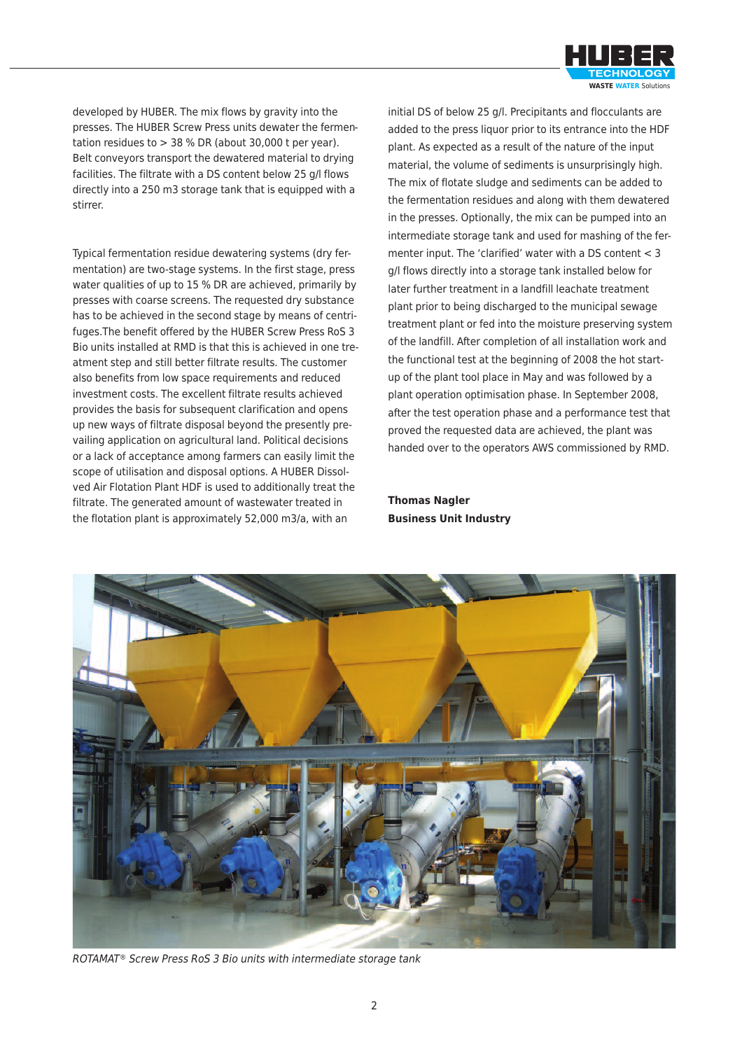developed by HUBER. The mix flows by gravity into the presses. The HUBER Screw Press units dewater the fermentation residues to > 38 % DR (about 30,000 t per year). Belt conveyors transport the dewatered material to drying facilities. The filtrate with a DS content below 25 g/l flows directly into a 250 m3 storage tank that is equipped with a stirrer.

Typical fermentation residue dewatering systems (dry fermentation) are two-stage systems. In the first stage, press water qualities of up to 15 % DR are achieved, primarily by presses with coarse screens. The requested dry substance has to be achieved in the second stage by means of centrifuges.The benefit offered by the HUBER Screw Press RoS 3 Bio units installed at RMD is that this is achieved in one treatment step and still better filtrate results. The customer also benefits from low space requirements and reduced investment costs. The excellent filtrate results achieved provides the basis for subsequent clarification and opens up new ways of filtrate disposal beyond the presently prevailing application on agricultural land. Political decisions or a lack of acceptance among farmers can easily limit the scope of utilisation and disposal options. A HUBER Dissolved Air Flotation Plant HDF is used to additionally treat the filtrate. The generated amount of wastewater treated in the flotation plant is approximately 52,000 m3/a, with an initial DS of below 25 g/l. Precipitants and flocculants are added to the press liquor prior to its entrance into the HDF plant. As expected as a result of the nature of the input material, the volume of sediments is unsurprisingly high. The mix of flotate sludge and sediments can be added to the fermentation residues and along with them dewatered in the presses. Optionally, the mix can be pumped into an intermediate storage tank and used for mashing of the fermenter input. The 'clarified' water with a DS content < 3 g/l flows directly into a storage tank installed below for later further treatment in a landfill leachate treatment plant prior to being discharged to the municipal sewage treatment plant or fed into the moisture preserving system of the landfill. After completion of all installation work and the functional test at the beginning of 2008 the hot start-up of the plant tool place in May and was followed by a plant operation optimisation phase. In September 2008, after the test operation phase and a performance test that proved the requested data are achieved, the plant was handed over to the operators AWS commissioned by RMD.

**Thomas Nagler**
**Business Unit Industry**

*ROTAMAT® Screw Press RoS 3 Bio units with intermediate storage tank*